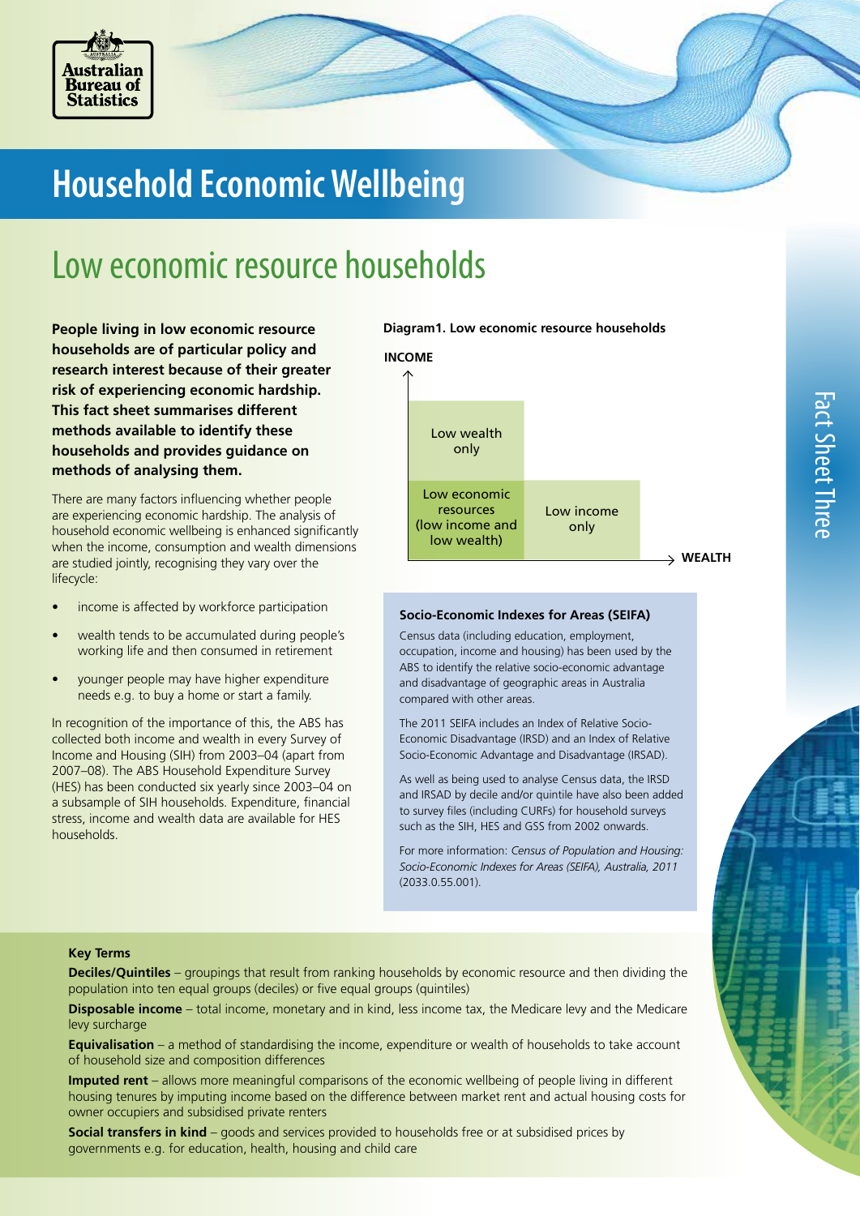# Household Economic Wellbeing

## Low economic resource households

**People living in low economic resource households are of particular policy and research interest because of their greater risk of experiencing economic hardship. This fact sheet summarises different methods available to identify these households and provides guidance on methods of analysing them.**

There are many factors influencing whether people are experiencing economic hardship. The analysis of household economic wellbeing is enhanced significantly when the income, consumption and wealth dimensions are studied jointly, recognising they vary over the lifecycle:

- income is affected by workforce participation
- wealth tends to be accumulated during people's working life and then consumed in retirement
- younger people may have higher expenditure needs e.g. to buy a home or start a family.

In recognition of the importance of this, the ABS has collected both income and wealth in every Survey of Income and Housing (SIH) from 2003–04 (apart from 2007–08). The ABS Household Expenditure Survey (HES) has been conducted six yearly since 2003–04 on a subsample of SIH households. Expenditure, financial stress, income and wealth data are available for HES households.

**Diagram1. Low economic resource households**

INCOME ↑ / WEALTH →

| | |
|---|---|
| Low wealth only | |
| Low economic resources (low income and low wealth) | Low income only |

### Socio-Economic Indexes for Areas (SEIFA)

Census data (including education, employment, occupation, income and housing) has been used by the ABS to identify the relative socio-economic advantage and disadvantage of geographic areas in Australia compared with other areas.

The 2011 SEIFA includes an Index of Relative Socio-Economic Disadvantage (IRSD) and an Index of Relative Socio-Economic Advantage and Disadvantage (IRSAD).

As well as being used to analyse Census data, the IRSD and IRSAD by decile and/or quintile have also been added to survey files (including CURFs) for household surveys such as the SIH, HES and GSS from 2002 onwards.

For more information: *Census of Population and Housing: Socio-Economic Indexes for Areas (SEIFA), Australia, 2011* (2033.0.55.001).

### Key Terms

**Deciles/Quintiles** – groupings that result from ranking households by economic resource and then dividing the population into ten equal groups (deciles) or five equal groups (quintiles)

**Disposable income** – total income, monetary and in kind, less income tax, the Medicare levy and the Medicare levy surcharge

**Equivalisation** – a method of standardising the income, expenditure or wealth of households to take account of household size and composition differences

**Imputed rent** – allows more meaningful comparisons of the economic wellbeing of people living in different housing tenures by imputing income based on the difference between market rent and actual housing costs for owner occupiers and subsidised private renters

**Social transfers in kind** – goods and services provided to households free or at subsidised prices by governments e.g. for education, health, housing and child care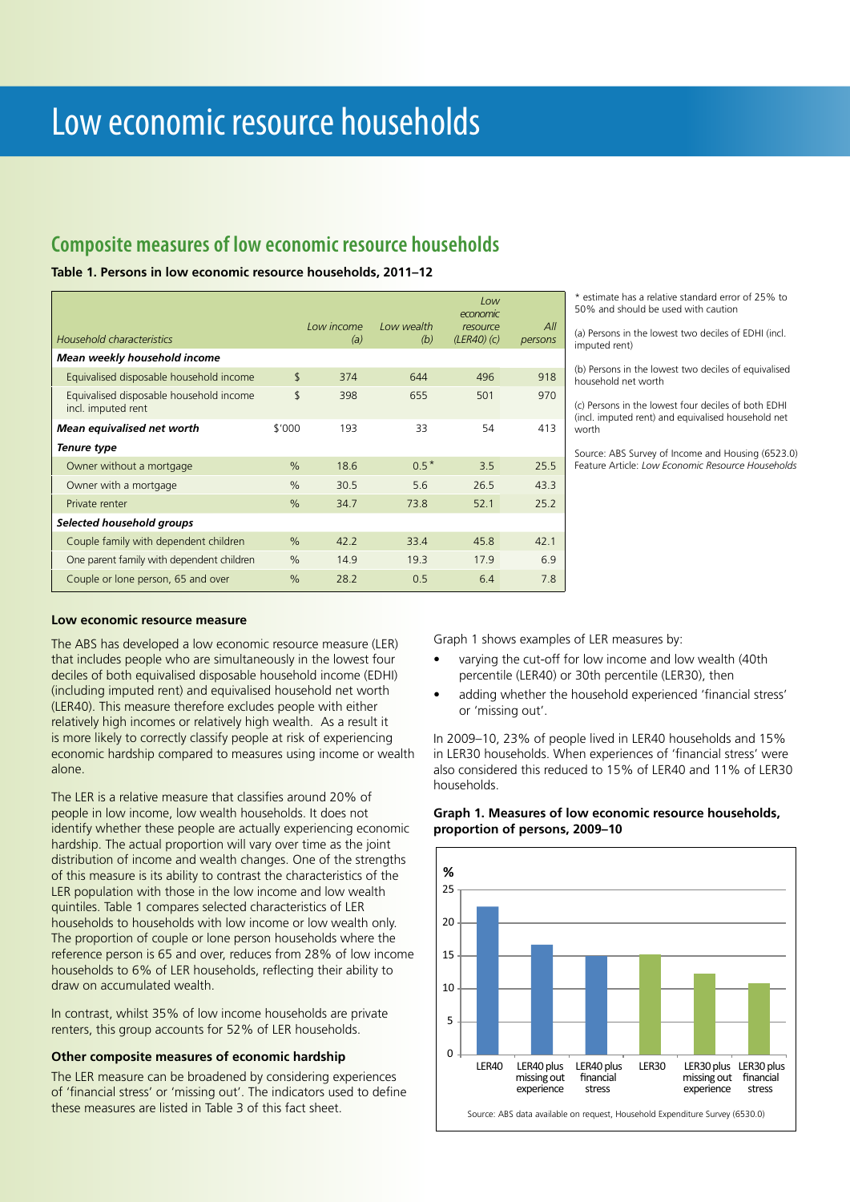# Low economic resource households

## Composite measures of low economic resource households

**Table 1. Persons in low economic resource households, 2011–12**

| *Household characteristics* | | *Low income (a)* | *Low wealth (b)* | *Low economic resource (LER40) (c)* | *All persons* |
|---|---|---|---|---|---|
| ***Mean weekly household income*** | | | | | |
| Equivalised disposable household income | $ | 374 | 644 | 496 | 918 |
| Equivalised disposable household income incl. imputed rent | $ | 398 | 655 | 501 | 970 |
| ***Mean equivalised net worth*** | $'000 | 193 | 33 | 54 | 413 |
| ***Tenure type*** | | | | | |
| Owner without a mortgage | % | 18.6 | 0.5 * | 3.5 | 25.5 |
| Owner with a mortgage | % | 30.5 | 5.6 | 26.5 | 43.3 |
| Private renter | % | 34.7 | 73.8 | 52.1 | 25.2 |
| ***Selected household groups*** | | | | | |
| Couple family with dependent children | % | 42.2 | 33.4 | 45.8 | 42.1 |
| One parent family with dependent children | % | 14.9 | 19.3 | 17.9 | 6.9 |
| Couple or lone person, 65 and over | % | 28.2 | 0.5 | 6.4 | 7.8 |

* estimate has a relative standard error of 25% to 50% and should be used with caution

(a) Persons in the lowest two deciles of EDHI (incl. imputed rent)

(b) Persons in the lowest two deciles of equivalised household net worth

(c) Persons in the lowest four deciles of both EDHI (incl. imputed rent) and equivalised household net worth

Source: ABS Survey of Income and Housing (6523.0) Feature Article: *Low Economic Resource Households*

### Low economic resource measure

The ABS has developed a low economic resource measure (LER) that includes people who are simultaneously in the lowest four deciles of both equivalised disposable household income (EDHI) (including imputed rent) and equivalised household net worth (LER40). This measure therefore excludes people with either relatively high incomes or relatively high wealth. As a result it is more likely to correctly classify people at risk of experiencing economic hardship compared to measures using income or wealth alone.

The LER is a relative measure that classifies around 20% of people in low income, low wealth households. It does not identify whether these people are actually experiencing economic hardship. The actual proportion will vary over time as the joint distribution of income and wealth changes. One of the strengths of this measure is its ability to contrast the characteristics of the LER population with those in the low income and low wealth quintiles. Table 1 compares selected characteristics of LER households to households with low income or low wealth only. The proportion of couple or lone person households where the reference person is 65 and over, reduces from 28% of low income households to 6% of LER households, reflecting their ability to draw on accumulated wealth.

In contrast, whilst 35% of low income households are private renters, this group accounts for 52% of LER households.

### Other composite measures of economic hardship

The LER measure can be broadened by considering experiences of 'financial stress' or 'missing out'. The indicators used to define these measures are listed in Table 3 of this fact sheet.

Graph 1 shows examples of LER measures by:

- varying the cut-off for low income and low wealth (40th percentile (LER40) or 30th percentile (LER30), then
- adding whether the household experienced 'financial stress' or 'missing out'.

In 2009–10, 23% of people lived in LER40 households and 15% in LER30 households. When experiences of 'financial stress' were also considered this reduced to 15% of LER40 and 11% of LER30 households.

**Graph 1. Measures of low economic resource households, proportion of persons, 2009–10**

Source: ABS data available on request, Household Expenditure Survey (6530.0)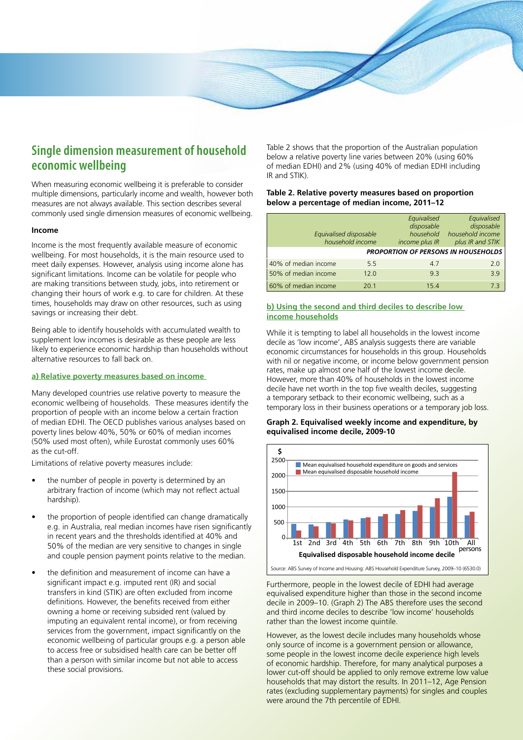## Single dimension measurement of household economic wellbeing

When measuring economic wellbeing it is preferable to consider multiple dimensions, particularly income and wealth, however both measures are not always available. This section describes several commonly used single dimension measures of economic wellbeing.

#### Income

Income is the most frequently available measure of economic wellbeing. For most households, it is the main resource used to meet daily expenses. However, analysis using income alone has significant limitations. Income can be volatile for people who are making transitions between study, jobs, into retirement or changing their hours of work e.g. to care for children. At these times, households may draw on other resources, such as using savings or increasing their debt.

Being able to identify households with accumulated wealth to supplement low incomes is desirable as these people are less likely to experience economic hardship than households without alternative resources to fall back on.

#### a) Relative poverty measures based on income

Many developed countries use relative poverty to measure the economic wellbeing of households. These measures identify the proportion of people with an income below a certain fraction of median EDHI. The OECD publishes various analyses based on poverty lines below 40%, 50% or 60% of median incomes (50% used most often), while Eurostat commonly uses 60% as the cut-off.

Limitations of relative poverty measures include:

- the number of people in poverty is determined by an arbitrary fraction of income (which may not reflect actual hardship).
- the proportion of people identified can change dramatically e.g. in Australia, real median incomes have risen significantly in recent years and the thresholds identified at 40% and 50% of the median are very sensitive to changes in single and couple pension payment points relative to the median.
- the definition and measurement of income can have a significant impact e.g. imputed rent (IR) and social transfers in kind (STIK) are often excluded from income definitions. However, the benefits received from either owning a home or receiving subsided rent (valued by imputing an equivalent rental income), or from receiving services from the government, impact significantly on the economic wellbeing of particular groups e.g. a person able to access free or subsidised health care can be better off than a person with similar income but not able to access these social provisions.

Table 2 shows that the proportion of the Australian population below a relative poverty line varies between 20% (using 60% of median EDHI) and 2% (using 40% of median EDHI including IR and STIK).

**Table 2. Relative poverty measures based on proportion below a percentage of median income, 2011–12**

| | *Equivalised disposable household income* | *Equivalised disposable household income plus IR* | *Equivalised disposable household income plus IR and STIK* |
|---|---|---|---|
| | ***PROPORTION OF PERSONS IN HOUSEHOLDS*** | | |
| 40% of median income | 5.5 | 4.7 | 2.0 |
| 50% of median income | 12.0 | 9.3 | 3.9 |
| 60% of median income | 20.1 | 15.4 | 7.3 |

#### b) Using the second and third deciles to describe low income households

While it is tempting to label all households in the lowest income decile as 'low income', ABS analysis suggests there are variable economic circumstances for households in this group. Households with nil or negative income, or income below government pension rates, make up almost one half of the lowest income decile. However, more than 40% of households in the lowest income decile have net worth in the top five wealth deciles, suggesting a temporary setback to their economic wellbeing, such as a temporary loss in their business operations or a temporary job loss.

**Graph 2. Equivalised weekly income and expenditure, by equivalised income decile, 2009-10**

Source: ABS Survey of Income and Housing: ABS Household Expenditure Survey, 2009–10 (6530.0)

Furthermore, people in the lowest decile of EDHI had average equivalised expenditure higher than those in the second income decile in 2009–10. (Graph 2) The ABS therefore uses the second and third income deciles to describe 'low income' households rather than the lowest income quintile.

However, as the lowest decile includes many households whose only source of income is a government pension or allowance, some people in the lowest income decile experience high levels of economic hardship. Therefore, for many analytical purposes a lower cut-off should be applied to only remove extreme low value households that may distort the results. In 2011–12, Age Pension rates (excluding supplementary payments) for singles and couples were around the 7th percentile of EDHI.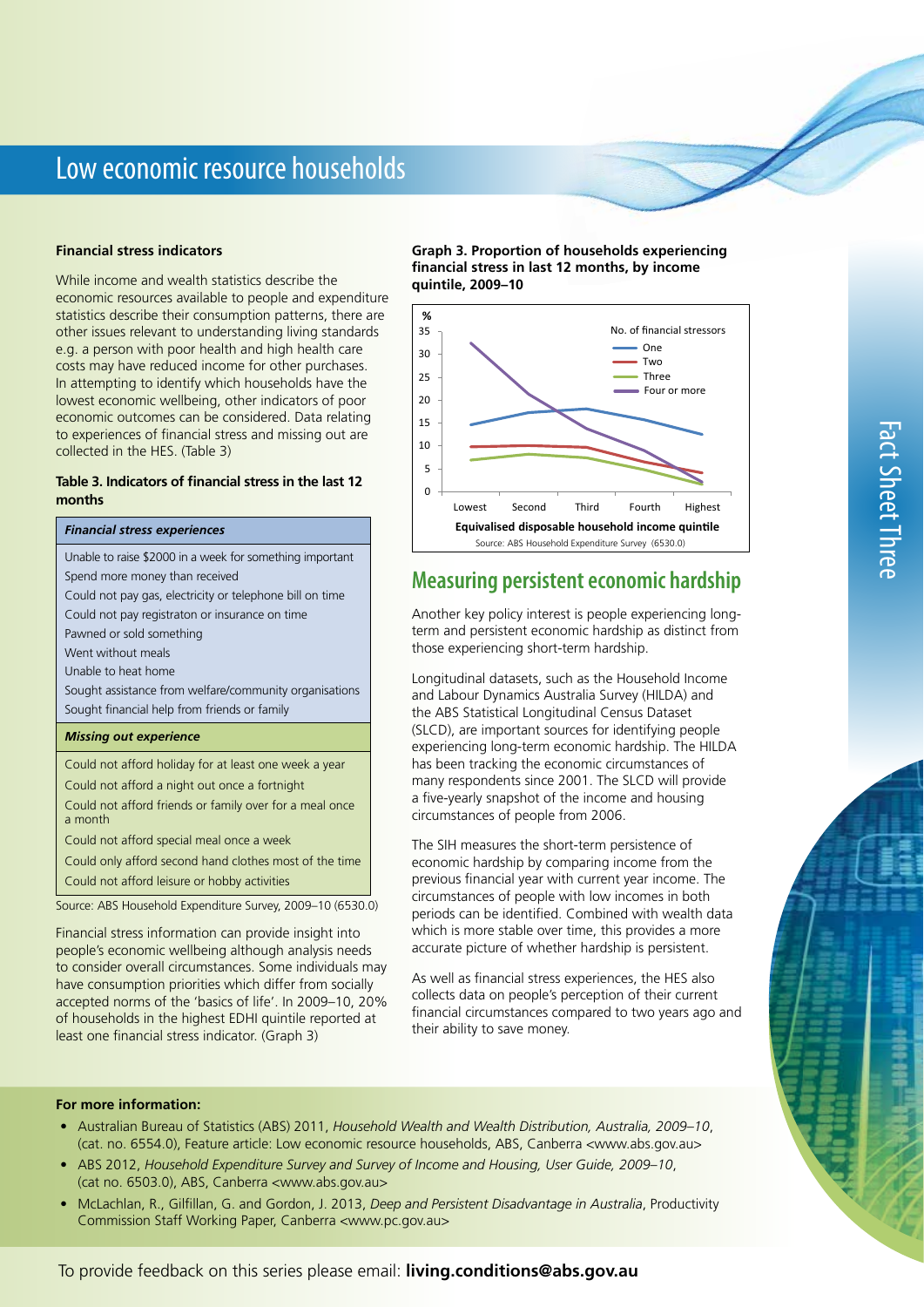# Low economic resource households

### Financial stress indicators

While income and wealth statistics describe the economic resources available to people and expenditure statistics describe their consumption patterns, there are other issues relevant to understanding living standards e.g. a person with poor health and high health care costs may have reduced income for other purchases. In attempting to identify which households have the lowest economic wellbeing, other indicators of poor economic outcomes can be considered. Data relating to experiences of financial stress and missing out are collected in the HES. (Table 3)

**Table 3. Indicators of financial stress in the last 12 months**

| |
|---|
| ***Financial stress experiences*** |
| Unable to raise $2000 in a week for something important |
| Spend more money than received |
| Could not pay gas, electricity or telephone bill on time |
| Could not pay registraton or insurance on time |
| Pawned or sold something |
| Went without meals |
| Unable to heat home |
| Sought assistance from welfare/community organisations |
| Sought financial help from friends or family |
| ***Missing out experience*** |
| Could not afford holiday for at least one week a year |
| Could not afford a night out once a fortnight |
| Could not afford friends or family over for a meal once a month |
| Could not afford special meal once a week |
| Could only afford second hand clothes most of the time |
| Could not afford leisure or hobby activities |

Source: ABS Household Expenditure Survey, 2009–10 (6530.0)

Financial stress information can provide insight into people's economic wellbeing although analysis needs to consider overall circumstances. Some individuals may have consumption priorities which differ from socially accepted norms of the 'basics of life'. In 2009–10, 20% of households in the highest EDHI quintile reported at least one financial stress indicator. (Graph 3)

**Graph 3. Proportion of households experiencing financial stress in last 12 months, by income quintile, 2009–10**

%
35
30
25
20
15
10
5
0

No. of financial stressors
One
Two
Three
Four or more

Lowest
Second
Third
Fourth
Highest

**Equivalised disposable household income quintile**

Source: ABS Household Expenditure Survey (6530.0)

## Measuring persistent economic hardship

Another key policy interest is people experiencing long-term and persistent economic hardship as distinct from those experiencing short-term hardship.

Longitudinal datasets, such as the Household Income and Labour Dynamics Australia Survey (HILDA) and the ABS Statistical Longitudinal Census Dataset (SLCD), are important sources for identifying people experiencing long-term economic hardship. The HILDA has been tracking the economic circumstances of many respondents since 2001. The SLCD will provide a five-yearly snapshot of the income and housing circumstances of people from 2006.

The SIH measures the short-term persistence of economic hardship by comparing income from the previous financial year with current year income. The circumstances of people with low incomes in both periods can be identified. Combined with wealth data which is more stable over time, this provides a more accurate picture of whether hardship is persistent.

As well as financial stress experiences, the HES also collects data on people's perception of their current financial circumstances compared to two years ago and their ability to save money.

**For more information:**

- Australian Bureau of Statistics (ABS) 2011, *Household Wealth and Wealth Distribution, Australia, 2009–10*, (cat. no. 6554.0), Feature article: Low economic resource households, ABS, Canberra <www.abs.gov.au>
- ABS 2012, *Household Expenditure Survey and Survey of Income and Housing, User Guide, 2009–10*, (cat no. 6503.0), ABS, Canberra <www.abs.gov.au>
- McLachlan, R., Gilfillan, G. and Gordon, J. 2013, *Deep and Persistent Disadvantage in Australia*, Productivity Commission Staff Working Paper, Canberra <www.pc.gov.au>

To provide feedback on this series please email: **living.conditions@abs.gov.au**